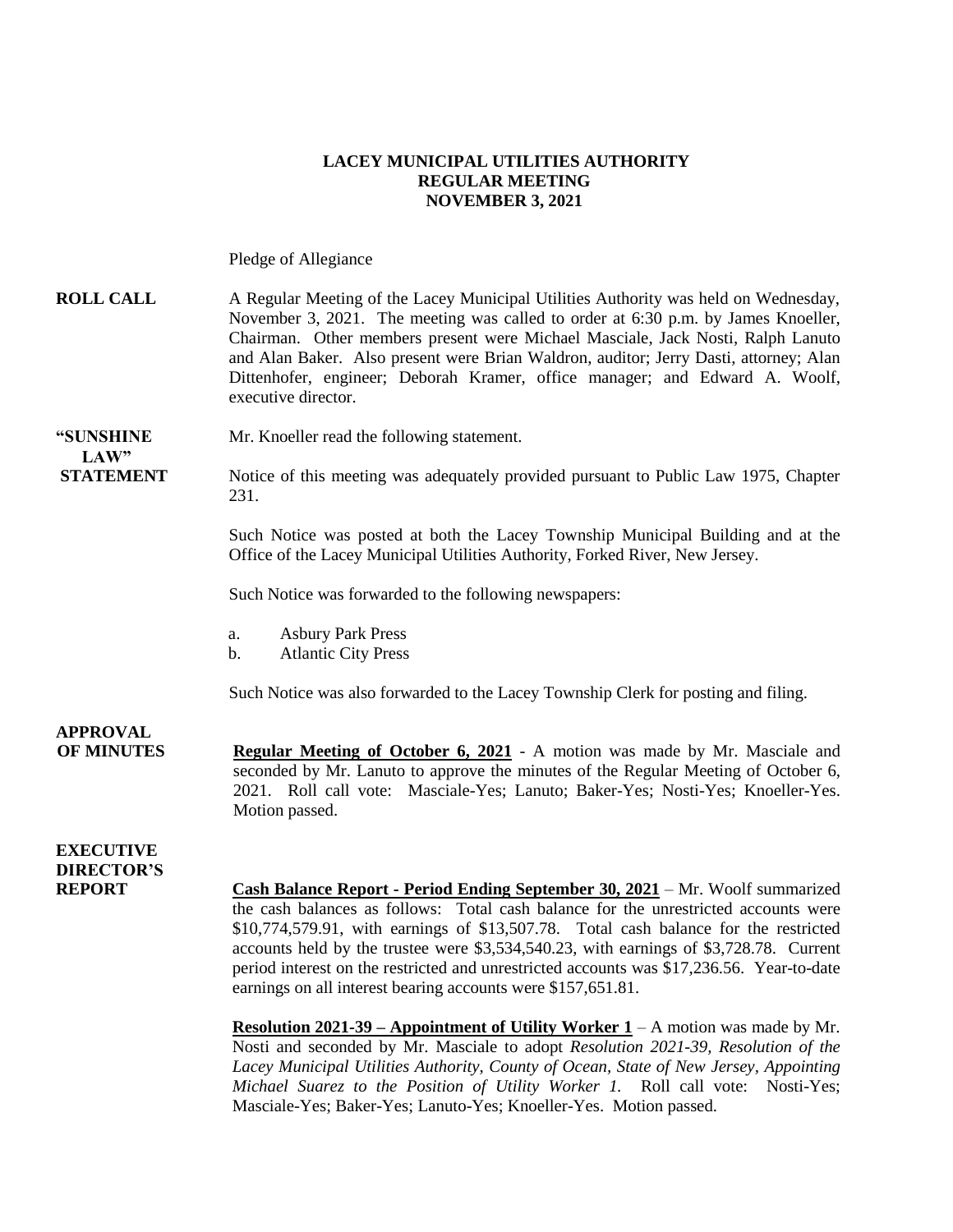**LACEY MUNICIPAL UTILITIES AUTHORITY**
**REGULAR MEETING**
**NOVEMBER 3, 2021**

Pledge of Allegiance

**ROLL CALL** A Regular Meeting of the Lacey Municipal Utilities Authority was held on Wednesday, November 3, 2021. The meeting was called to order at 6:30 p.m. by James Knoeller, Chairman. Other members present were Michael Masciale, Jack Nosti, Ralph Lanuto and Alan Baker. Also present were Brian Waldron, auditor; Jerry Dasti, attorney; Alan Dittenhofer, engineer; Deborah Kramer, office manager; and Edward A. Woolf, executive director.

**"SUNSHINE LAW" STATEMENT** Mr. Knoeller read the following statement.

Notice of this meeting was adequately provided pursuant to Public Law 1975, Chapter 231.

Such Notice was posted at both the Lacey Township Municipal Building and at the Office of the Lacey Municipal Utilities Authority, Forked River, New Jersey.

Such Notice was forwarded to the following newspapers:

a. Asbury Park Press
b. Atlantic City Press

Such Notice was also forwarded to the Lacey Township Clerk for posting and filing.

**APPROVAL OF MINUTES** **Regular Meeting of October 6, 2021** - A motion was made by Mr. Masciale and seconded by Mr. Lanuto to approve the minutes of the Regular Meeting of October 6, 2021. Roll call vote: Masciale-Yes; Lanuto; Baker-Yes; Nosti-Yes; Knoeller-Yes. Motion passed.

**EXECUTIVE DIRECTOR'S REPORT** **Cash Balance Report - Period Ending September 30, 2021** – Mr. Woolf summarized the cash balances as follows: Total cash balance for the unrestricted accounts were $10,774,579.91, with earnings of $13,507.78. Total cash balance for the restricted accounts held by the trustee were $3,534,540.23, with earnings of $3,728.78. Current period interest on the restricted and unrestricted accounts was $17,236.56. Year-to-date earnings on all interest bearing accounts were $157,651.81.

**Resolution 2021-39 – Appointment of Utility Worker 1** – A motion was made by Mr. Nosti and seconded by Mr. Masciale to adopt *Resolution 2021-39, Resolution of the Lacey Municipal Utilities Authority, County of Ocean, State of New Jersey, Appointing Michael Suarez to the Position of Utility Worker 1.* Roll call vote: Nosti-Yes; Masciale-Yes; Baker-Yes; Lanuto-Yes; Knoeller-Yes. Motion passed.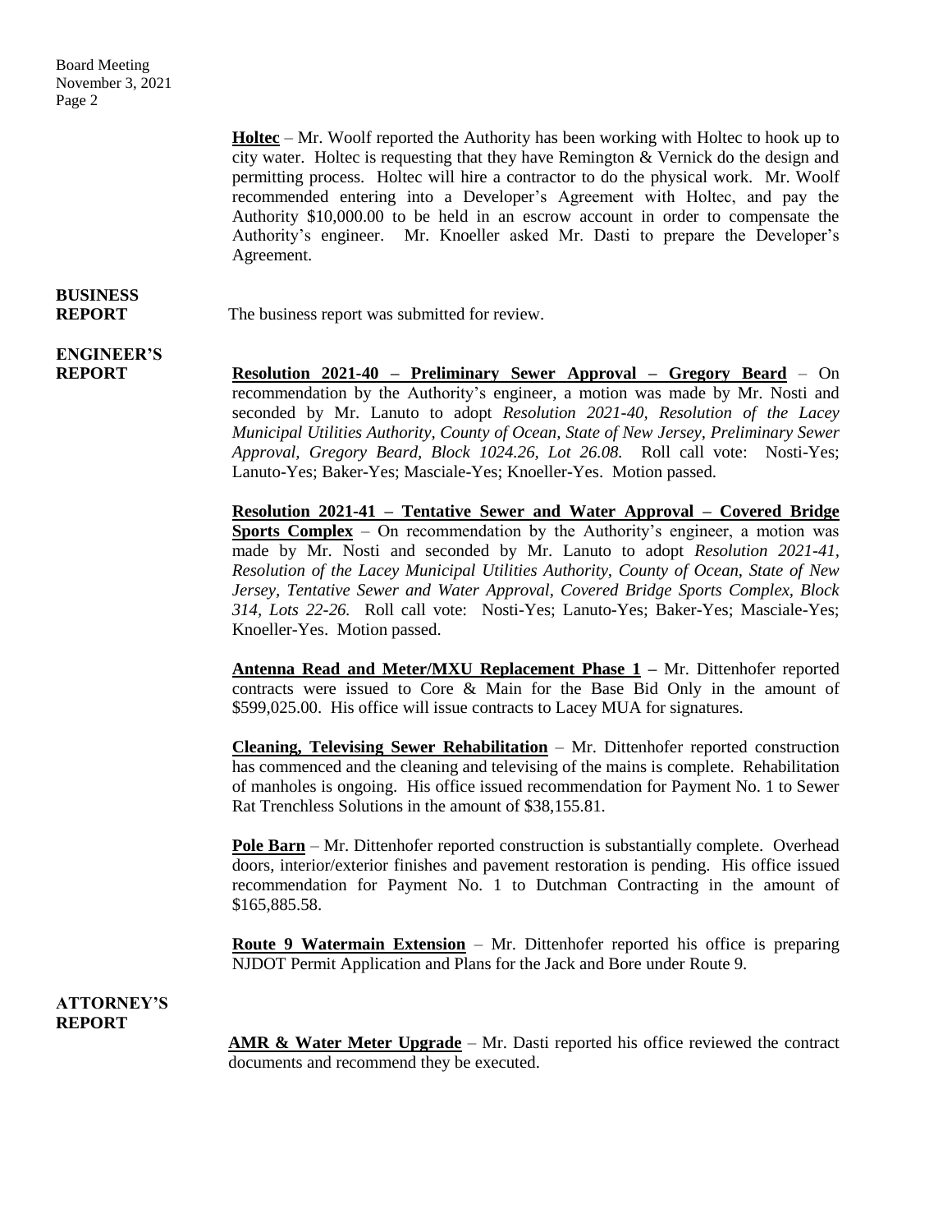**Holtec** – Mr. Woolf reported the Authority has been working with Holtec to hook up to city water. Holtec is requesting that they have Remington & Vernick do the design and permitting process. Holtec will hire a contractor to do the physical work. Mr. Woolf recommended entering into a Developer's Agreement with Holtec, and pay the Authority $10,000.00 to be held in an escrow account in order to compensate the Authority's engineer. Mr. Knoeller asked Mr. Dasti to prepare the Developer's Agreement.

**BUSINESS REPORT**

The business report was submitted for review.

**ENGINEER'S REPORT**

**Resolution 2021-40 – Preliminary Sewer Approval – Gregory Beard** – On recommendation by the Authority's engineer, a motion was made by Mr. Nosti and seconded by Mr. Lanuto to adopt *Resolution 2021-40, Resolution of the Lacey Municipal Utilities Authority, County of Ocean, State of New Jersey, Preliminary Sewer Approval, Gregory Beard, Block 1024.26, Lot 26.08.* Roll call vote: Nosti-Yes; Lanuto-Yes; Baker-Yes; Masciale-Yes; Knoeller-Yes. Motion passed.

**Resolution 2021-41 – Tentative Sewer and Water Approval – Covered Bridge Sports Complex** – On recommendation by the Authority's engineer, a motion was made by Mr. Nosti and seconded by Mr. Lanuto to adopt *Resolution 2021-41, Resolution of the Lacey Municipal Utilities Authority, County of Ocean, State of New Jersey, Tentative Sewer and Water Approval, Covered Bridge Sports Complex, Block 314, Lots 22-26.* Roll call vote: Nosti-Yes; Lanuto-Yes; Baker-Yes; Masciale-Yes; Knoeller-Yes. Motion passed.

**Antenna Read and Meter/MXU Replacement Phase 1** – Mr. Dittenhofer reported contracts were issued to Core & Main for the Base Bid Only in the amount of $599,025.00. His office will issue contracts to Lacey MUA for signatures.

**Cleaning, Televising Sewer Rehabilitation** – Mr. Dittenhofer reported construction has commenced and the cleaning and televising of the mains is complete. Rehabilitation of manholes is ongoing. His office issued recommendation for Payment No. 1 to Sewer Rat Trenchless Solutions in the amount of $38,155.81.

**Pole Barn** – Mr. Dittenhofer reported construction is substantially complete. Overhead doors, interior/exterior finishes and pavement restoration is pending. His office issued recommendation for Payment No. 1 to Dutchman Contracting in the amount of $165,885.58.

**Route 9 Watermain Extension** – Mr. Dittenhofer reported his office is preparing NJDOT Permit Application and Plans for the Jack and Bore under Route 9.

**ATTORNEY'S REPORT**

**AMR & Water Meter Upgrade** – Mr. Dasti reported his office reviewed the contract documents and recommend they be executed.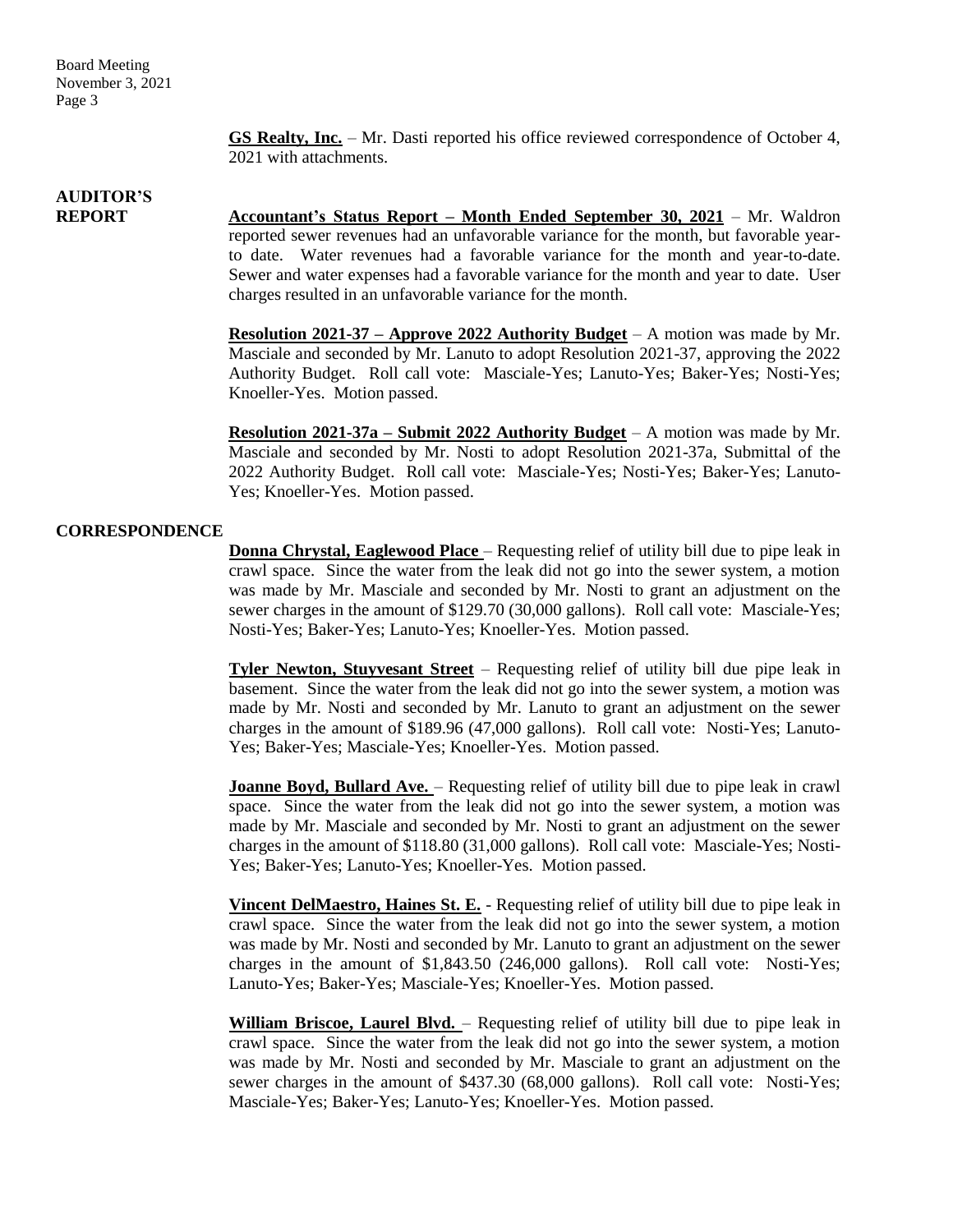**GS Realty, Inc.** – Mr. Dasti reported his office reviewed correspondence of October 4, 2021 with attachments.

## AUDITOR'S REPORT

**Accountant's Status Report – Month Ended September 30, 2021** – Mr. Waldron reported sewer revenues had an unfavorable variance for the month, but favorable year-to date. Water revenues had a favorable variance for the month and year-to-date. Sewer and water expenses had a favorable variance for the month and year to date. User charges resulted in an unfavorable variance for the month.

**Resolution 2021-37 – Approve 2022 Authority Budget** – A motion was made by Mr. Masciale and seconded by Mr. Lanuto to adopt Resolution 2021-37, approving the 2022 Authority Budget. Roll call vote: Masciale-Yes; Lanuto-Yes; Baker-Yes; Nosti-Yes; Knoeller-Yes. Motion passed.

**Resolution 2021-37a – Submit 2022 Authority Budget** – A motion was made by Mr. Masciale and seconded by Mr. Nosti to adopt Resolution 2021-37a, Submittal of the 2022 Authority Budget. Roll call vote: Masciale-Yes; Nosti-Yes; Baker-Yes; Lanuto-Yes; Knoeller-Yes. Motion passed.

## CORRESPONDENCE

**Donna Chrystal, Eaglewood Place** – Requesting relief of utility bill due to pipe leak in crawl space. Since the water from the leak did not go into the sewer system, a motion was made by Mr. Masciale and seconded by Mr. Nosti to grant an adjustment on the sewer charges in the amount of $129.70 (30,000 gallons). Roll call vote: Masciale-Yes; Nosti-Yes; Baker-Yes; Lanuto-Yes; Knoeller-Yes. Motion passed.

**Tyler Newton, Stuyvesant Street** – Requesting relief of utility bill due pipe leak in basement. Since the water from the leak did not go into the sewer system, a motion was made by Mr. Nosti and seconded by Mr. Lanuto to grant an adjustment on the sewer charges in the amount of $189.96 (47,000 gallons). Roll call vote: Nosti-Yes; Lanuto-Yes; Baker-Yes; Masciale-Yes; Knoeller-Yes. Motion passed.

**Joanne Boyd, Bullard Ave.** – Requesting relief of utility bill due to pipe leak in crawl space. Since the water from the leak did not go into the sewer system, a motion was made by Mr. Masciale and seconded by Mr. Nosti to grant an adjustment on the sewer charges in the amount of $118.80 (31,000 gallons). Roll call vote: Masciale-Yes; Nosti-Yes; Baker-Yes; Lanuto-Yes; Knoeller-Yes. Motion passed.

**Vincent DelMaestro, Haines St. E.** - Requesting relief of utility bill due to pipe leak in crawl space. Since the water from the leak did not go into the sewer system, a motion was made by Mr. Nosti and seconded by Mr. Lanuto to grant an adjustment on the sewer charges in the amount of $1,843.50 (246,000 gallons). Roll call vote: Nosti-Yes; Lanuto-Yes; Baker-Yes; Masciale-Yes; Knoeller-Yes. Motion passed.

**William Briscoe, Laurel Blvd.** – Requesting relief of utility bill due to pipe leak in crawl space. Since the water from the leak did not go into the sewer system, a motion was made by Mr. Nosti and seconded by Mr. Masciale to grant an adjustment on the sewer charges in the amount of $437.30 (68,000 gallons). Roll call vote: Nosti-Yes; Masciale-Yes; Baker-Yes; Lanuto-Yes; Knoeller-Yes. Motion passed.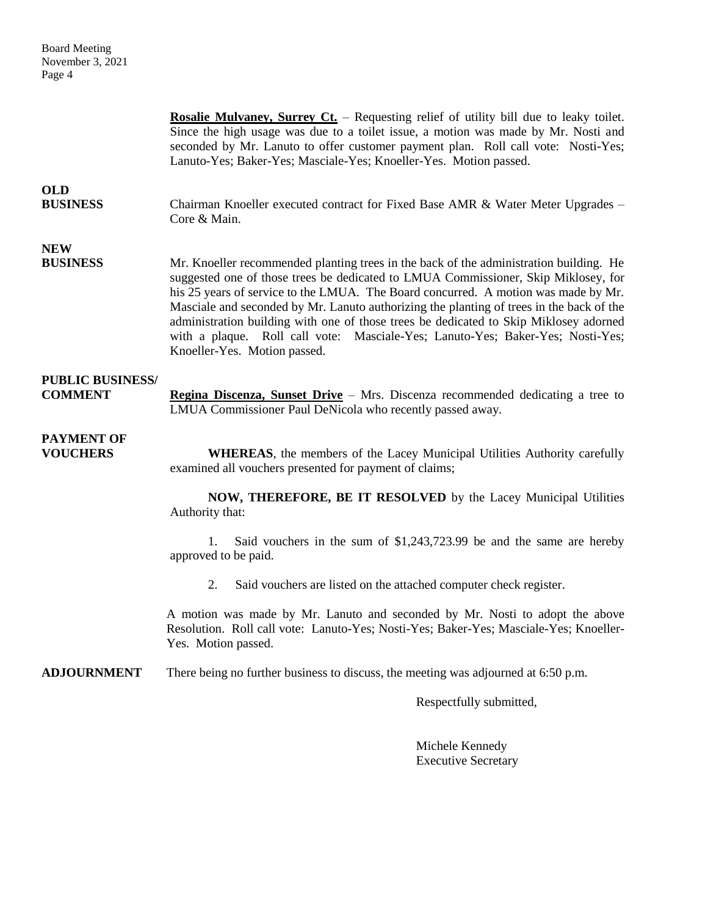**Rosalie Mulvaney, Surrey Ct.** – Requesting relief of utility bill due to leaky toilet. Since the high usage was due to a toilet issue, a motion was made by Mr. Nosti and seconded by Mr. Lanuto to offer customer payment plan. Roll call vote: Nosti-Yes; Lanuto-Yes; Baker-Yes; Masciale-Yes; Knoeller-Yes. Motion passed.

**OLD BUSINESS**

Chairman Knoeller executed contract for Fixed Base AMR & Water Meter Upgrades – Core & Main.

**NEW BUSINESS**

Mr. Knoeller recommended planting trees in the back of the administration building. He suggested one of those trees be dedicated to LMUA Commissioner, Skip Miklosey, for his 25 years of service to the LMUA. The Board concurred. A motion was made by Mr. Masciale and seconded by Mr. Lanuto authorizing the planting of trees in the back of the administration building with one of those trees be dedicated to Skip Miklosey adorned with a plaque. Roll call vote: Masciale-Yes; Lanuto-Yes; Baker-Yes; Nosti-Yes; Knoeller-Yes. Motion passed.

**PUBLIC BUSINESS/ COMMENT**

**Regina Discenza, Sunset Drive** – Mrs. Discenza recommended dedicating a tree to LMUA Commissioner Paul DeNicola who recently passed away.

**PAYMENT OF VOUCHERS**

**WHEREAS**, the members of the Lacey Municipal Utilities Authority carefully examined all vouchers presented for payment of claims;

**NOW, THEREFORE, BE IT RESOLVED** by the Lacey Municipal Utilities Authority that:

1. Said vouchers in the sum of $1,243,723.99 be and the same are hereby approved to be paid.

2. Said vouchers are listed on the attached computer check register.

A motion was made by Mr. Lanuto and seconded by Mr. Nosti to adopt the above Resolution. Roll call vote: Lanuto-Yes; Nosti-Yes; Baker-Yes; Masciale-Yes; Knoeller-Yes. Motion passed.

**ADJOURNMENT**

There being no further business to discuss, the meeting was adjourned at 6:50 p.m.

Respectfully submitted,

Michele Kennedy
Executive Secretary